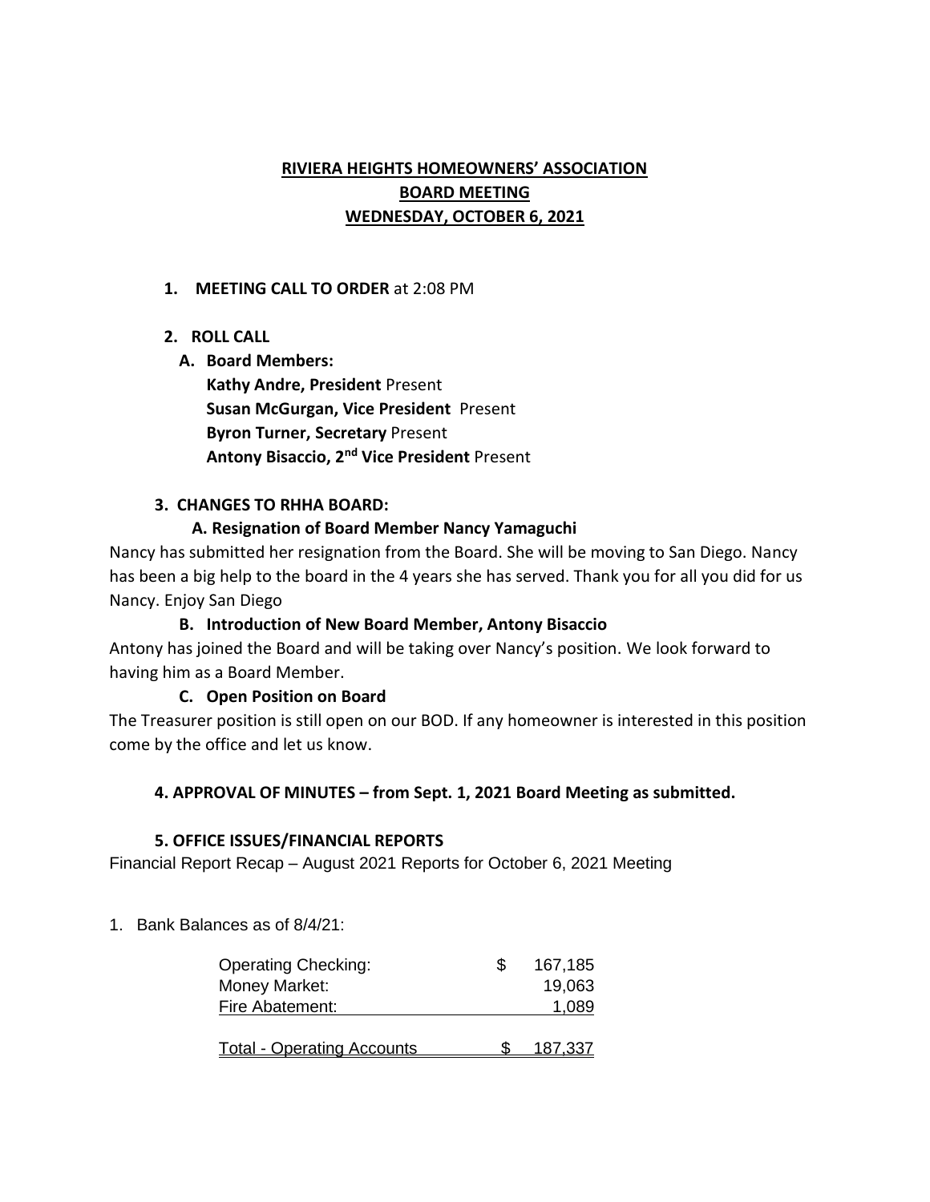# RIVIERA HEIGHTS HOMEOWNERS' ASSOCIATION
## BOARD MEETING
## WEDNESDAY, OCTOBER 6, 2021

1. **MEETING CALL TO ORDER** at 2:08 PM

2. **ROLL CALL**

   A. **Board Members:**

   **Kathy Andre, President** Present
   **Susan McGurgan, Vice President** Present
   **Byron Turner, Secretary** Present
   **Antony Bisaccio, 2nd Vice President** Present

3. **CHANGES TO RHHA BOARD:**

   **A. Resignation of Board Member Nancy Yamaguchi**

Nancy has submitted her resignation from the Board. She will be moving to San Diego. Nancy has been a big help to the board in the 4 years she has served. Thank you for all you did for us Nancy. Enjoy San Diego

   **B. Introduction of New Board Member, Antony Bisaccio**

Antony has joined the Board and will be taking over Nancy's position. We look forward to having him as a Board Member.

   **C. Open Position on Board**

The Treasurer position is still open on our BOD. If any homeowner is interested in this position come by the office and let us know.

4. **APPROVAL OF MINUTES – from Sept. 1, 2021 Board Meeting as submitted.**

5. **OFFICE ISSUES/FINANCIAL REPORTS**

Financial Report Recap – August 2021 Reports for October 6, 2021 Meeting

1. Bank Balances as of 8/4/21:

| | | |
|---|---|---|
| Operating Checking: | $ | 167,185 |
| Money Market: | | 19,063 |
| Fire Abatement: | | 1,089 |
| Total - Operating Accounts | $ | 187,337 |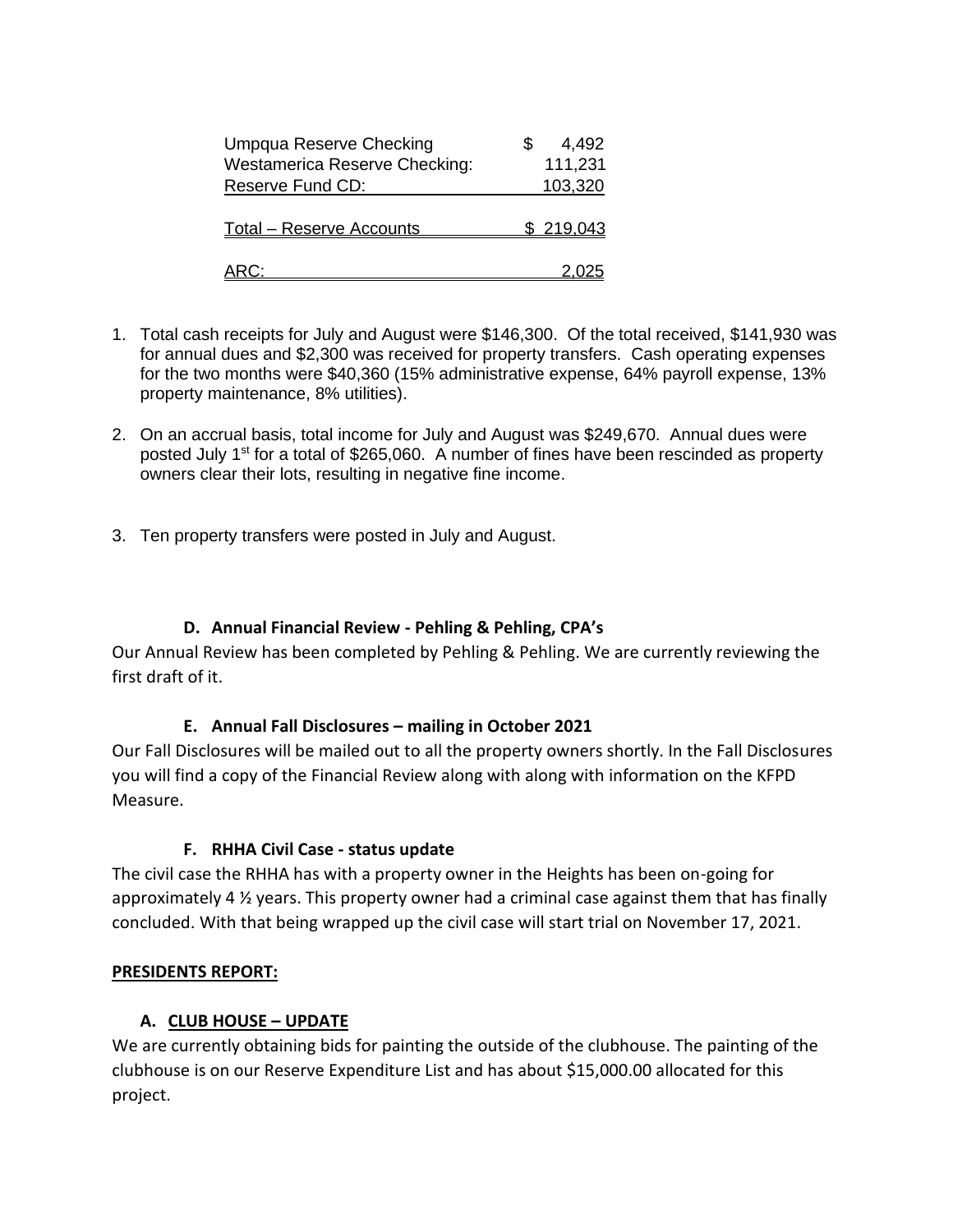| | |
|---|---|
| Umpqua Reserve Checking | $ 4,492 |
| Westamerica Reserve Checking: | 111,231 |
| Reserve Fund CD: | 103,320 |
| Total – Reserve Accounts | $ 219,043 |
| ARC: | 2,025 |

1. Total cash receipts for July and August were $146,300. Of the total received, $141,930 was for annual dues and $2,300 was received for property transfers. Cash operating expenses for the two months were $40,360 (15% administrative expense, 64% payroll expense, 13% property maintenance, 8% utilities).
2. On an accrual basis, total income for July and August was $249,670. Annual dues were posted July 1st for a total of $265,060. A number of fines have been rescinded as property owners clear their lots, resulting in negative fine income.
3. Ten property transfers were posted in July and August.

**D. Annual Financial Review - Pehling & Pehling, CPA's**

Our Annual Review has been completed by Pehling & Pehling. We are currently reviewing the first draft of it.

**E. Annual Fall Disclosures – mailing in October 2021**

Our Fall Disclosures will be mailed out to all the property owners shortly. In the Fall Disclosures you will find a copy of the Financial Review along with along with information on the KFPD Measure.

**F. RHHA Civil Case - status update**

The civil case the RHHA has with a property owner in the Heights has been on-going for approximately 4 ½ years. This property owner had a criminal case against them that has finally concluded. With that being wrapped up the civil case will start trial on November 17, 2021.

**PRESIDENTS REPORT:**

**A. CLUB HOUSE – UPDATE**

We are currently obtaining bids for painting the outside of the clubhouse. The painting of the clubhouse is on our Reserve Expenditure List and has about $15,000.00 allocated for this project.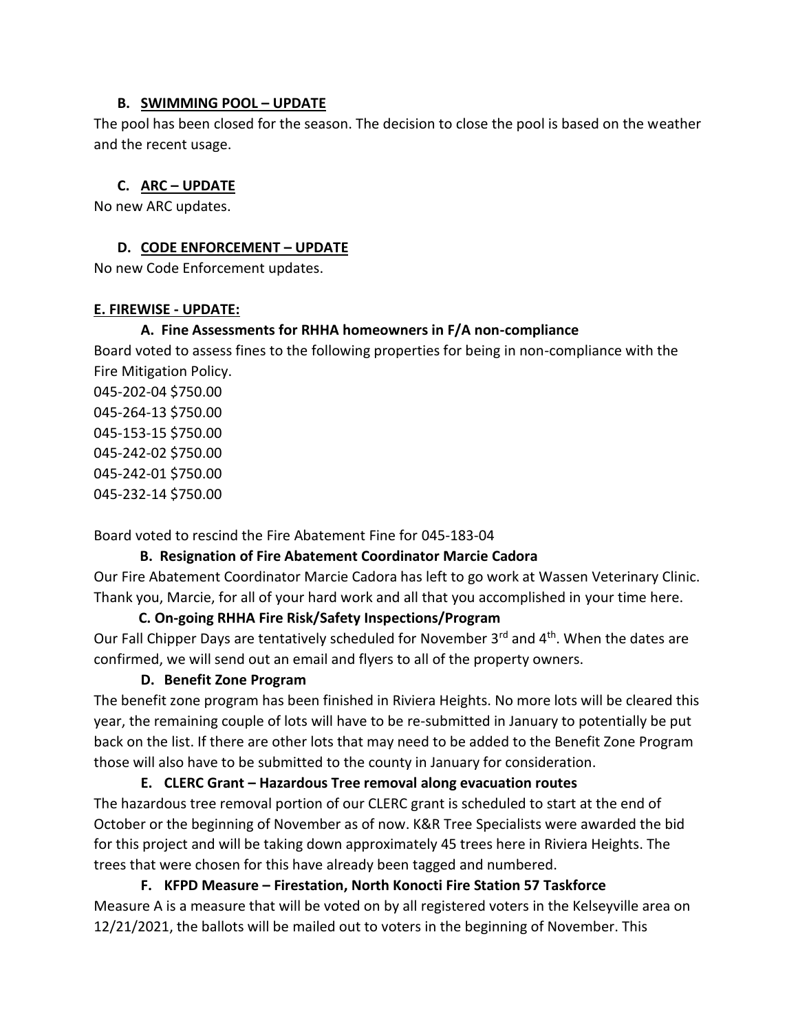### B. SWIMMING POOL – UPDATE

The pool has been closed for the season. The decision to close the pool is based on the weather and the recent usage.

### C. ARC – UPDATE

No new ARC updates.

### D. CODE ENFORCEMENT – UPDATE

No new Code Enforcement updates.

### E. FIREWISE - UPDATE:

#### A. Fine Assessments for RHHA homeowners in F/A non-compliance

Board voted to assess fines to the following properties for being in non-compliance with the Fire Mitigation Policy.

045-202-04 $750.00
045-264-13 $750.00
045-153-15 $750.00
045-242-02 $750.00
045-242-01 $750.00
045-232-14 $750.00

Board voted to rescind the Fire Abatement Fine for 045-183-04

#### B. Resignation of Fire Abatement Coordinator Marcie Cadora

Our Fire Abatement Coordinator Marcie Cadora has left to go work at Wassen Veterinary Clinic. Thank you, Marcie, for all of your hard work and all that you accomplished in your time here.

#### C. On-going RHHA Fire Risk/Safety Inspections/Program

Our Fall Chipper Days are tentatively scheduled for November 3rd and 4th. When the dates are confirmed, we will send out an email and flyers to all of the property owners.

#### D. Benefit Zone Program

The benefit zone program has been finished in Riviera Heights. No more lots will be cleared this year, the remaining couple of lots will have to be re-submitted in January to potentially be put back on the list. If there are other lots that may need to be added to the Benefit Zone Program those will also have to be submitted to the county in January for consideration.

#### E. CLERC Grant – Hazardous Tree removal along evacuation routes

The hazardous tree removal portion of our CLERC grant is scheduled to start at the end of October or the beginning of November as of now. K&R Tree Specialists were awarded the bid for this project and will be taking down approximately 45 trees here in Riviera Heights. The trees that were chosen for this have already been tagged and numbered.

#### F. KFPD Measure – Firestation, North Konocti Fire Station 57 Taskforce

Measure A is a measure that will be voted on by all registered voters in the Kelseyville area on 12/21/2021, the ballots will be mailed out to voters in the beginning of November. This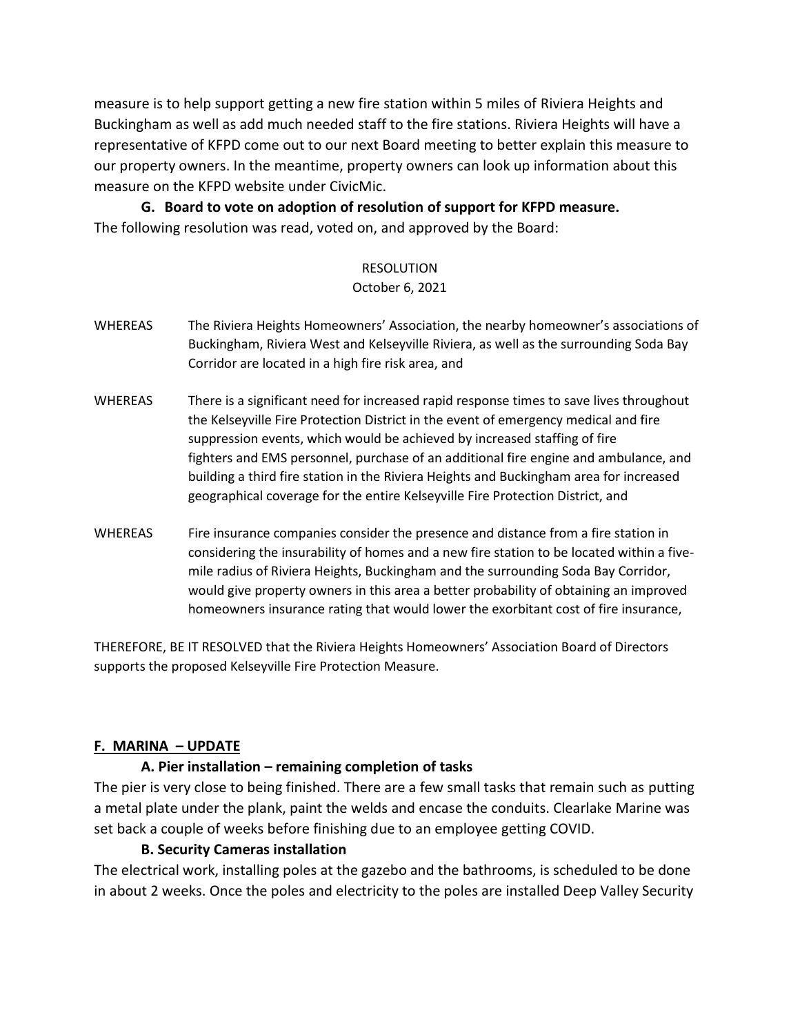measure is to help support getting a new fire station within 5 miles of Riviera Heights and Buckingham as well as add much needed staff to the fire stations. Riviera Heights will have a representative of KFPD come out to our next Board meeting to better explain this measure to our property owners. In the meantime, property owners can look up information about this measure on the KFPD website under CivicMic.

**G. Board to vote on adoption of resolution of support for KFPD measure.**

The following resolution was read, voted on, and approved by the Board:

RESOLUTION

October 6, 2021

WHEREAS The Riviera Heights Homeowners' Association, the nearby homeowner's associations of Buckingham, Riviera West and Kelseyville Riviera, as well as the surrounding Soda Bay Corridor are located in a high fire risk area, and

WHEREAS There is a significant need for increased rapid response times to save lives throughout the Kelseyville Fire Protection District in the event of emergency medical and fire suppression events, which would be achieved by increased staffing of fire fighters and EMS personnel, purchase of an additional fire engine and ambulance, and building a third fire station in the Riviera Heights and Buckingham area for increased geographical coverage for the entire Kelseyville Fire Protection District, and

WHEREAS Fire insurance companies consider the presence and distance from a fire station in considering the insurability of homes and a new fire station to be located within a five-mile radius of Riviera Heights, Buckingham and the surrounding Soda Bay Corridor, would give property owners in this area a better probability of obtaining an improved homeowners insurance rating that would lower the exorbitant cost of fire insurance,

THEREFORE, BE IT RESOLVED that the Riviera Heights Homeowners' Association Board of Directors supports the proposed Kelseyville Fire Protection Measure.

## F. MARINA – UPDATE

**A. Pier installation – remaining completion of tasks**

The pier is very close to being finished. There are a few small tasks that remain such as putting a metal plate under the plank, paint the welds and encase the conduits. Clearlake Marine was set back a couple of weeks before finishing due to an employee getting COVID.

**B. Security Cameras installation**

The electrical work, installing poles at the gazebo and the bathrooms, is scheduled to be done in about 2 weeks. Once the poles and electricity to the poles are installed Deep Valley Security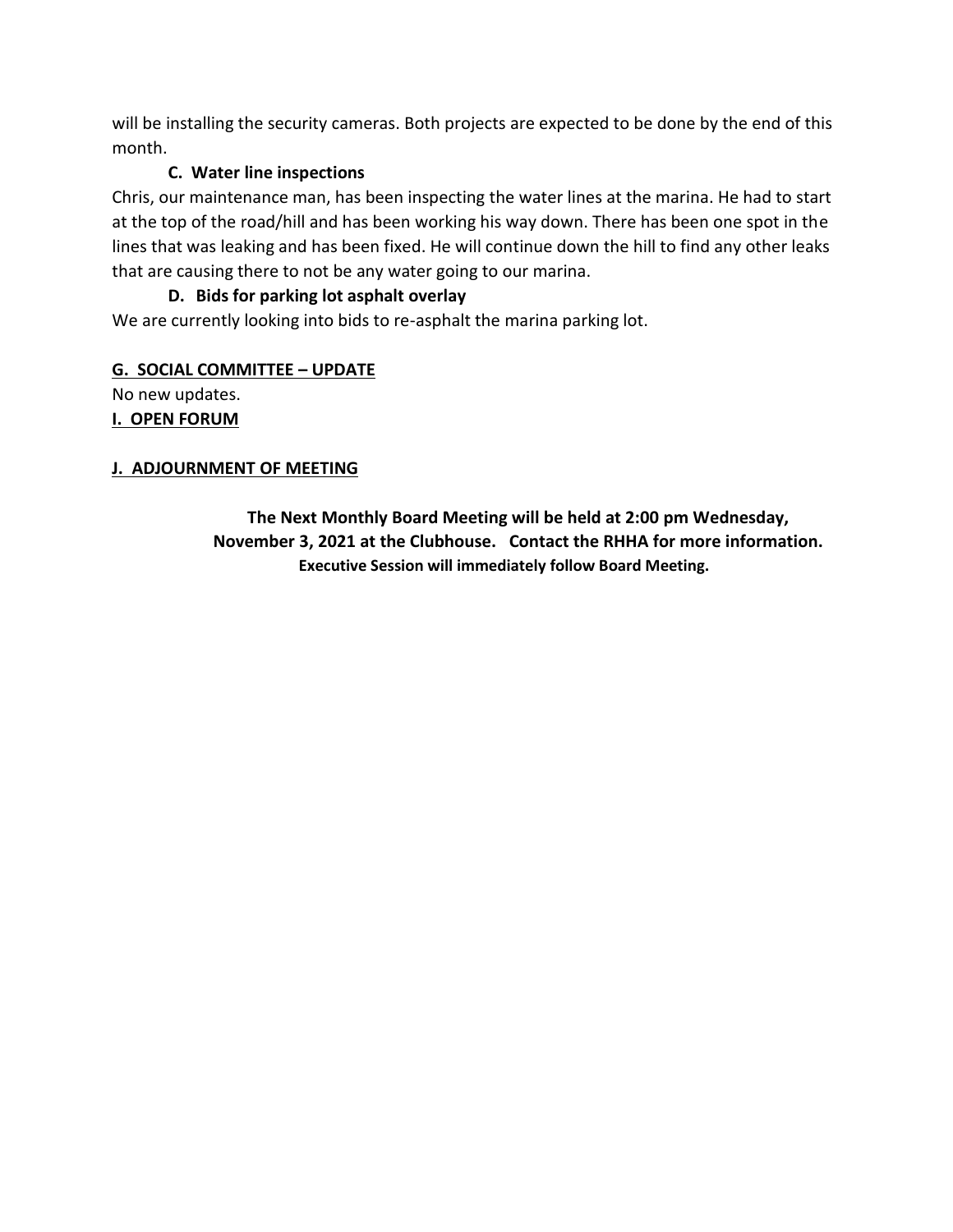will be installing the security cameras. Both projects are expected to be done by the end of this month.

**C. Water line inspections**

Chris, our maintenance man, has been inspecting the water lines at the marina. He had to start at the top of the road/hill and has been working his way down. There has been one spot in the lines that was leaking and has been fixed. He will continue down the hill to find any other leaks that are causing there to not be any water going to our marina.

**D. Bids for parking lot asphalt overlay**

We are currently looking into bids to re-asphalt the marina parking lot.

**G. SOCIAL COMMITTEE – UPDATE**

No new updates.

**I. OPEN FORUM**

**J. ADJOURNMENT OF MEETING**

**The Next Monthly Board Meeting will be held at 2:00 pm Wednesday, November 3, 2021 at the Clubhouse. Contact the RHHA for more information.**

**Executive Session will immediately follow Board Meeting.**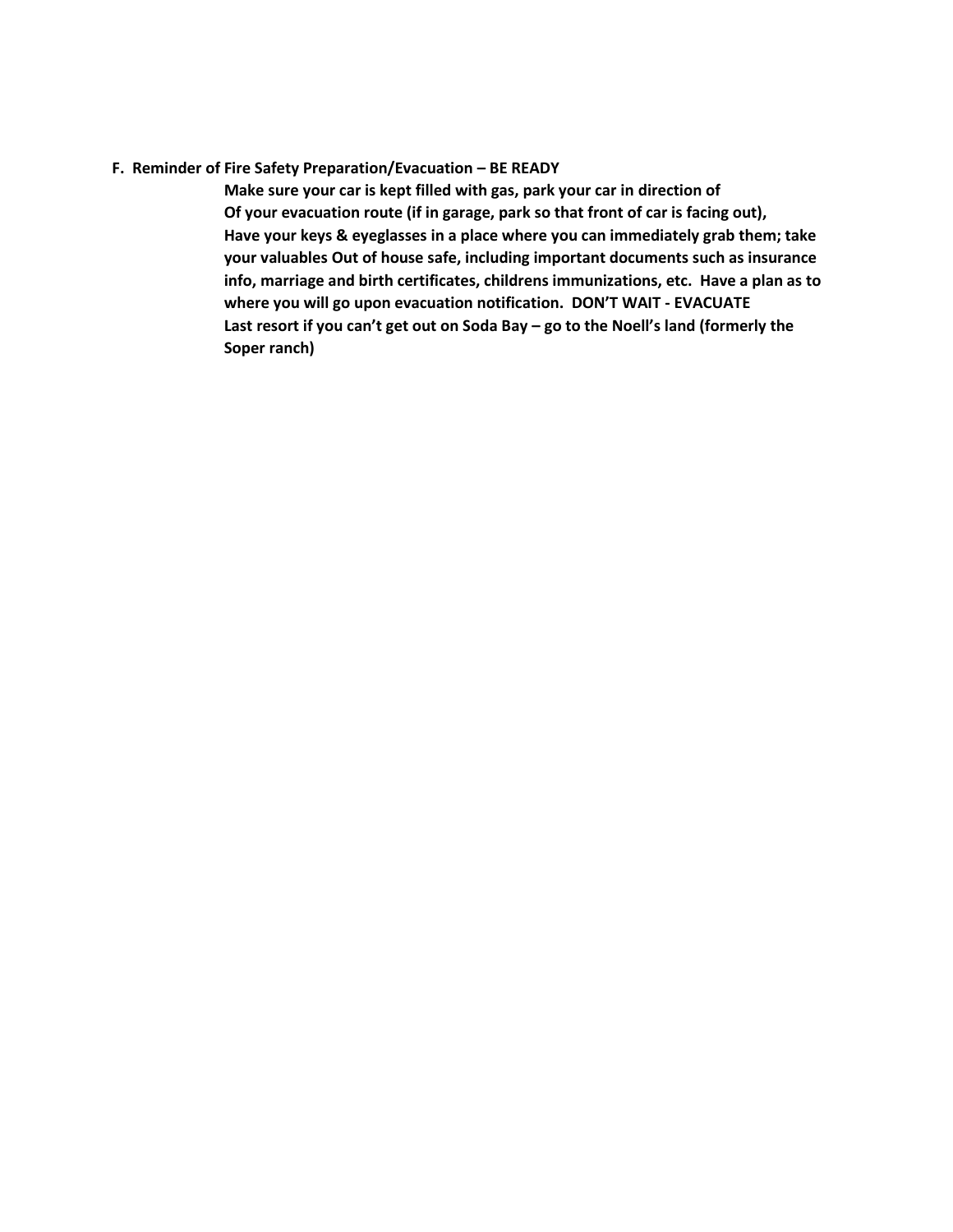**F. Reminder of Fire Safety Preparation/Evacuation – BE READY**

**Make sure your car is kept filled with gas, park your car in direction of Of your evacuation route (if in garage, park so that front of car is facing out), Have your keys & eyeglasses in a place where you can immediately grab them; take your valuables Out of house safe, including important documents such as insurance info, marriage and birth certificates, childrens immunizations, etc. Have a plan as to where you will go upon evacuation notification. DON'T WAIT - EVACUATE**

**Last resort if you can't get out on Soda Bay – go to the Noell's land (formerly the Soper ranch)**